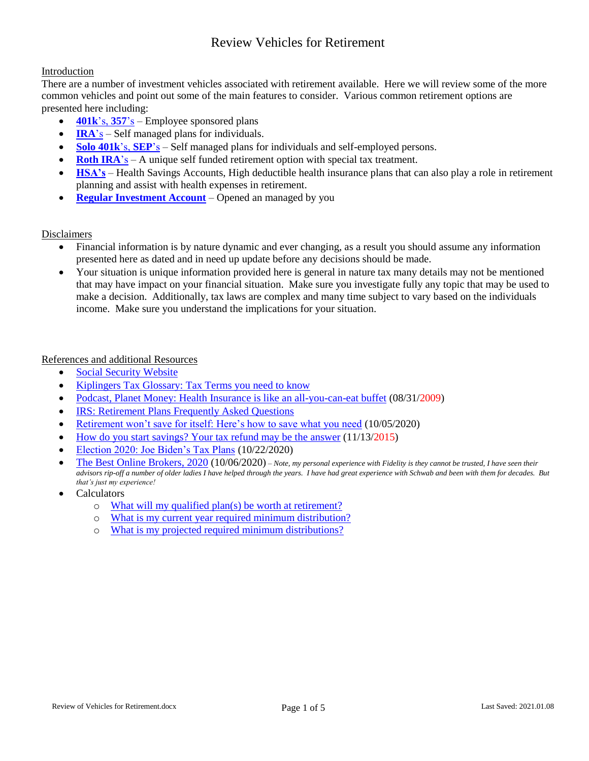# Review Vehicles for Retirement

Introduction

There are a number of investment vehicles associated with retirement available. Here we will review some of the more common vehicles and point out some of the main features to consider. Various common retirement options are presented here including:

- **401k**'s, **357**'s – Employee sponsored plans
- **IRA**'s – Self managed plans for individuals.
- **Solo 401k**'s, **SEP**'s – Self managed plans for individuals and self-employed persons.
- **Roth IRA**'s – A unique self funded retirement option with special tax treatment.
- **HSA's** – Health Savings Accounts, High deductible health insurance plans that can also play a role in retirement planning and assist with health expenses in retirement.
- **Regular Investment Account** – Opened an managed by you

Disclaimers

- Financial information is by nature dynamic and ever changing, as a result you should assume any information presented here as dated and in need up update before any decisions should be made.
- Your situation is unique information provided here is general in nature tax many details may not be mentioned that may have impact on your financial situation. Make sure you investigate fully any topic that may be used to make a decision. Additionally, tax laws are complex and many time subject to vary based on the individuals income. Make sure you understand the implications for your situation.

References and additional Resources

- Social Security Website
- Kiplingers Tax Glossary: Tax Terms you need to know
- Podcast, Planet Money: Health Insurance is like an all-you-can-eat buffet (08/31/2009)
- IRS: Retirement Plans Frequently Asked Questions
- Retirement won't save for itself: Here's how to save what you need (10/05/2020)
- How do you start savings? Your tax refund may be the answer (11/13/2015)
- Election 2020: Joe Biden's Tax Plans (10/22/2020)
- The Best Online Brokers, 2020 (10/06/2020) *– Note, my personal experience with Fidelity is they cannot be trusted, I have seen their advisors rip-off a number of older ladies I have helped through the years. I have had great experience with Schwab and been with them for decades. But that's just my experience!*
- Calculators
  - What will my qualified plan(s) be worth at retirement?
  - What is my current year required minimum distribution?
  - What is my projected required minimum distributions?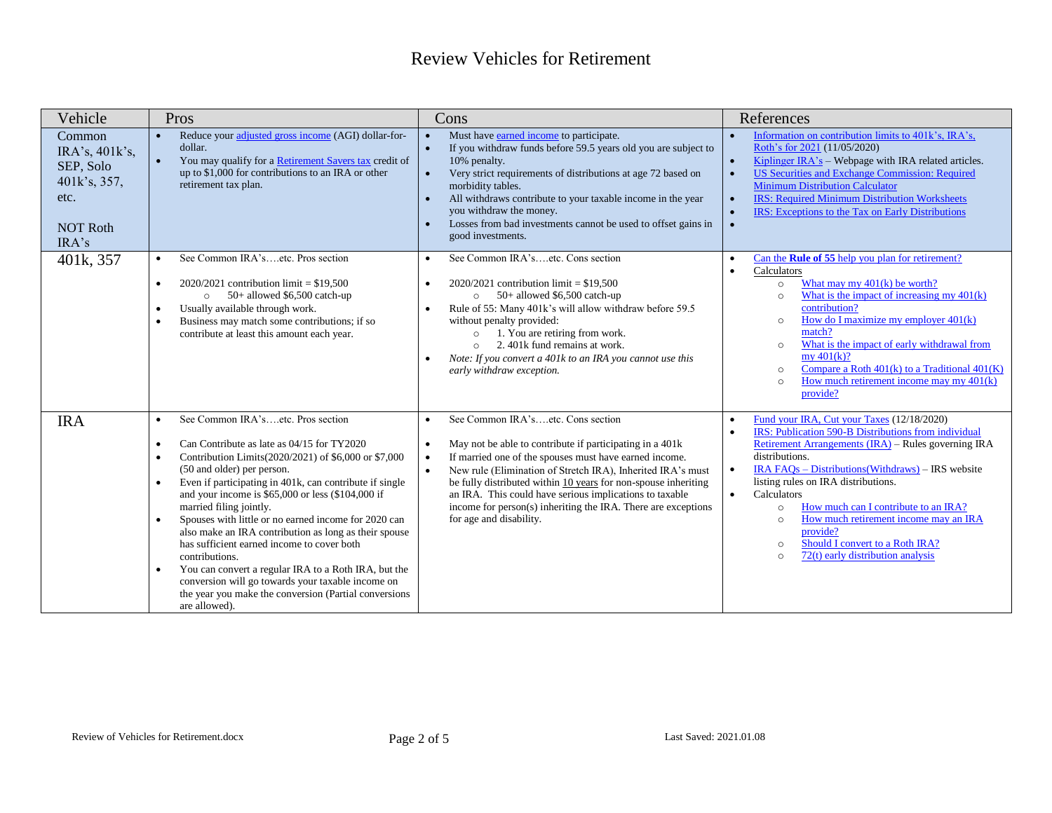# Review Vehicles for Retirement

| Vehicle | Pros | Cons | References |
|---|---|---|---|
| Common IRA's, 401k's, SEP, Solo 401k's, 357, etc.<br><br>NOT Roth IRA's | • Reduce your adjusted gross income (AGI) dollar-for-dollar.<br>• You may qualify for a Retirement Savers tax credit of up to $1,000 for contributions to an IRA or other retirement tax plan. | • Must have earned income to participate.<br>• If you withdraw funds before 59.5 years old you are subject to 10% penalty.<br>• Very strict requirements of distributions at age 72 based on morbidity tables.<br>• All withdraws contribute to your taxable income in the year you withdraw the money.<br>• Losses from bad investments cannot be used to offset gains in good investments. | • Information on contribution limits to 401k's, IRA's, Roth's for 2021 (11/05/2020)<br>• Kiplinger IRA's – Webpage with IRA related articles.<br>• US Securities and Exchange Commission: Required Minimum Distribution Calculator<br>• IRS: Required Minimum Distribution Worksheets<br>• IRS: Exceptions to the Tax on Early Distributions<br>• |
| 401k, 357 | • See Common IRA's….etc. Pros section<br><br>• 2020/2021 contribution limit = $19,500<br>  ○ 50+ allowed $6,500 catch-up<br>• Usually available through work.<br>• Business may match some contributions; if so contribute at least this amount each year. | • See Common IRA's….etc. Cons section<br><br>• 2020/2021 contribution limit = $19,500<br>  ○ 50+ allowed $6,500 catch-up<br>• Rule of 55: Many 401k's will allow withdraw before 59.5 without penalty provided:<br>  ○ 1. You are retiring from work.<br>  ○ 2. 401k fund remains at work.<br>• *Note: If you convert a 401k to an IRA you cannot use this early withdraw exception.* | • Can the **Rule of 55** help you plan for retirement?<br>• Calculators<br>  ○ What may my 401(k) be worth?<br>  ○ What is the impact of increasing my 401(k) contribution?<br>  ○ How do I maximize my employer 401(k) match?<br>  ○ What is the impact of early withdrawal from my 401(k)?<br>  ○ Compare a Roth 401(k) to a Traditional 401(K)<br>  ○ How much retirement income may my 401(k) provide? |
| IRA | • See Common IRA's….etc. Pros section<br><br>• Can Contribute as late as 04/15 for TY2020<br>• Contribution Limits(2020/2021) of $6,000 or $7,000 (50 and older) per person.<br>• Even if participating in 401k, can contribute if single and your income is $65,000 or less ($104,000 if married filing jointly.<br>• Spouses with little or no earned income for 2020 can also make an IRA contribution as long as their spouse has sufficient earned income to cover both contributions.<br>• You can convert a regular IRA to a Roth IRA, but the conversion will go towards your taxable income on the year you make the conversion (Partial conversions are allowed). | • See Common IRA's….etc. Cons section<br><br>• May not be able to contribute if participating in a 401k<br>• If married one of the spouses must have earned income.<br>• New rule (Elimination of Stretch IRA), Inherited IRA's must be fully distributed within 10 years for non-spouse inheriting an IRA. This could have serious implications to taxable income for person(s) inheriting the IRA. There are exceptions for age and disability. | • Fund your IRA, Cut your Taxes (12/18/2020)<br>• IRS: Publication 590-B Distributions from individual Retirement Arrangements (IRA) – Rules governing IRA distributions.<br>• IRA FAQs – Distributions(Withdraws) – IRS website listing rules on IRA distributions.<br>• Calculators<br>  ○ How much can I contribute to an IRA?<br>  ○ How much retirement income may an IRA provide?<br>  ○ Should I convert to a Roth IRA?<br>  ○ 72(t) early distribution analysis |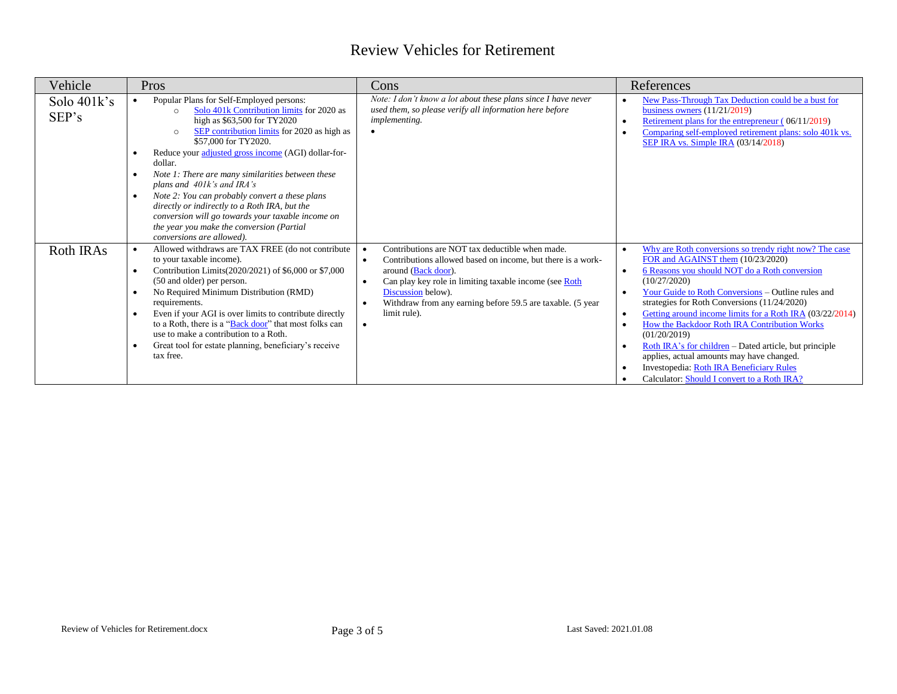# Review Vehicles for Retirement

| Vehicle | Pros | Cons | References |
|---|---|---|---|
| Solo 401k's SEP's | • Popular Plans for Self-Employed persons:<br>  ○ Solo 401k Contribution limits for 2020 as high as $63,500 for TY2020<br>  ○ SEP contribution limits for 2020 as high as $57,000 for TY2020.<br>• Reduce your adjusted gross income (AGI) dollar-for-dollar.<br>• *Note 1: There are many similarities between these plans and 401k's and IRA's*<br>• *Note 2: You can probably convert a these plans directly or indirectly to a Roth IRA, but the conversion will go towards your taxable income on the year you make the conversion (Partial conversions are allowed).* | *Note: I don't know a lot about these plans since I have never used them, so please verify all information here before implementing.*<br>• | • New Pass-Through Tax Deduction could be a bust for business owners (11/21/2019)<br>• Retirement plans for the entrepreneur ( 06/11/2019)<br>• Comparing self-employed retirement plans: solo 401k vs. SEP IRA vs. Simple IRA (03/14/2018) |
| Roth IRAs | • Allowed withdraws are TAX FREE (do not contribute to your taxable income).<br>• Contribution Limits(2020/2021) of $6,000 or $7,000 (50 and older) per person.<br>• No Required Minimum Distribution (RMD) requirements.<br>• Even if your AGI is over limits to contribute directly to a Roth, there is a "Back door" that most folks can use to make a contribution to a Roth.<br>• Great tool for estate planning, beneficiary's receive tax free. | • Contributions are NOT tax deductible when made.<br>• Contributions allowed based on income, but there is a work-around (Back door).<br>• Can play key role in limiting taxable income (see Roth Discussion below).<br>• Withdraw from any earning before 59.5 are taxable. (5 year limit rule).<br>• | • Why are Roth conversions so trendy right now? The case FOR and AGAINST them (10/23/2020)<br>• 6 Reasons you should NOT do a Roth conversion (10/27/2020)<br>• Your Guide to Roth Conversions – Outline rules and strategies for Roth Conversions (11/24/2020)<br>• Getting around income limits for a Roth IRA (03/22/2014)<br>• How the Backdoor Roth IRA Contribution Works (01/20/2019)<br>• Roth IRA's for children – Dated article, but principle applies, actual amounts may have changed.<br>• Investopedia: Roth IRA Beneficiary Rules<br>• Calculator: Should I convert to a Roth IRA? |

Review of Vehicles for Retirement.docx

Last Saved: 2021.01.08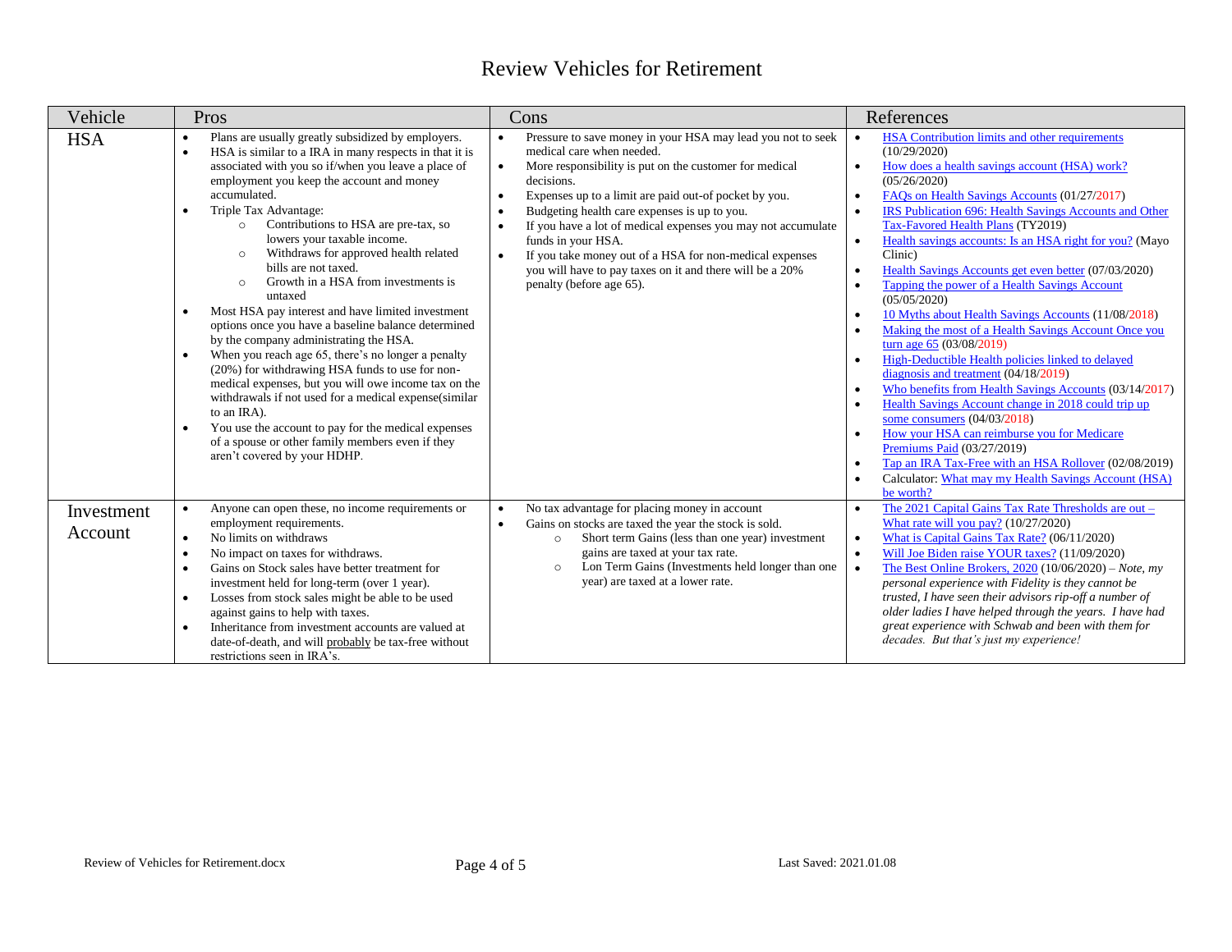# Review Vehicles for Retirement

| Vehicle | Pros | Cons | References |
|---|---|---|---|
| HSA | • Plans are usually greatly subsidized by employers.<br>• HSA is similar to a IRA in many respects in that it is associated with you so if/when you leave a place of employment you keep the account and money accumulated.<br>• Triple Tax Advantage:<br>  ○ Contributions to HSA are pre-tax, so lowers your taxable income.<br>  ○ Withdraws for approved health related bills are not taxed.<br>  ○ Growth in a HSA from investments is untaxed<br>• Most HSA pay interest and have limited investment options once you have a baseline balance determined by the company administrating the HSA.<br>• When you reach age 65, there's no longer a penalty (20%) for withdrawing HSA funds to use for non-medical expenses, but you will owe income tax on the withdrawals if not used for a medical expense(similar to an IRA).<br>• You use the account to pay for the medical expenses of a spouse or other family members even if they aren't covered by your HDHP. | • Pressure to save money in your HSA may lead you not to seek medical care when needed.<br>• More responsibility is put on the customer for medical decisions.<br>• Expenses up to a limit are paid out-of pocket by you.<br>• Budgeting health care expenses is up to you.<br>• If you have a lot of medical expenses you may not accumulate funds in your HSA.<br>• If you take money out of a HSA for non-medical expenses you will have to pay taxes on it and there will be a 20% penalty (before age 65). | • HSA Contribution limits and other requirements (10/29/2020)<br>• How does a health savings account (HSA) work? (05/26/2020)<br>• FAQs on Health Savings Accounts (01/27/2017)<br>• IRS Publication 696: Health Savings Accounts and Other Tax-Favored Health Plans (TY2019)<br>• Health savings accounts: Is an HSA right for you? (Mayo Clinic)<br>• Health Savings Accounts get even better (07/03/2020)<br>• Tapping the power of a Health Savings Account (05/05/2020)<br>• 10 Myths about Health Savings Accounts (11/08/2018)<br>• Making the most of a Health Savings Account Once you turn age 65 (03/08/2019)<br>• High-Deductible Health policies linked to delayed diagnosis and treatment (04/18/2019)<br>• Who benefits from Health Savings Accounts (03/14/2017)<br>• Health Savings Account change in 2018 could trip up some consumers (04/03/2018)<br>• How your HSA can reimburse you for Medicare Premiums Paid (03/27/2019)<br>• Tap an IRA Tax-Free with an HSA Rollover (02/08/2019)<br>• Calculator: What may my Health Savings Account (HSA) be worth? |
| Investment Account | • Anyone can open these, no income requirements or employment requirements.<br>• No limits on withdraws<br>• No impact on taxes for withdraws.<br>• Gains on Stock sales have better treatment for investment held for long-term (over 1 year).<br>• Losses from stock sales might be able to be used against gains to help with taxes.<br>• Inheritance from investment accounts are valued at date-of-death, and will probably be tax-free without restrictions seen in IRA's. | • No tax advantage for placing money in account<br>• Gains on stocks are taxed the year the stock is sold.<br>  ○ Short term Gains (less than one year) investment gains are taxed at your tax rate.<br>  ○ Lon Term Gains (Investments held longer than one year) are taxed at a lower rate. | • The 2021 Capital Gains Tax Rate Thresholds are out – What rate will you pay? (10/27/2020)<br>• What is Capital Gains Tax Rate? (06/11/2020)<br>• Will Joe Biden raise YOUR taxes? (11/09/2020)<br>• The Best Online Brokers, 2020 (10/06/2020) – *Note, my personal experience with Fidelity is they cannot be trusted, I have seen their advisors rip-off a number of older ladies I have helped through the years. I have had great experience with Schwab and been with them for decades. But that's just my experience!* |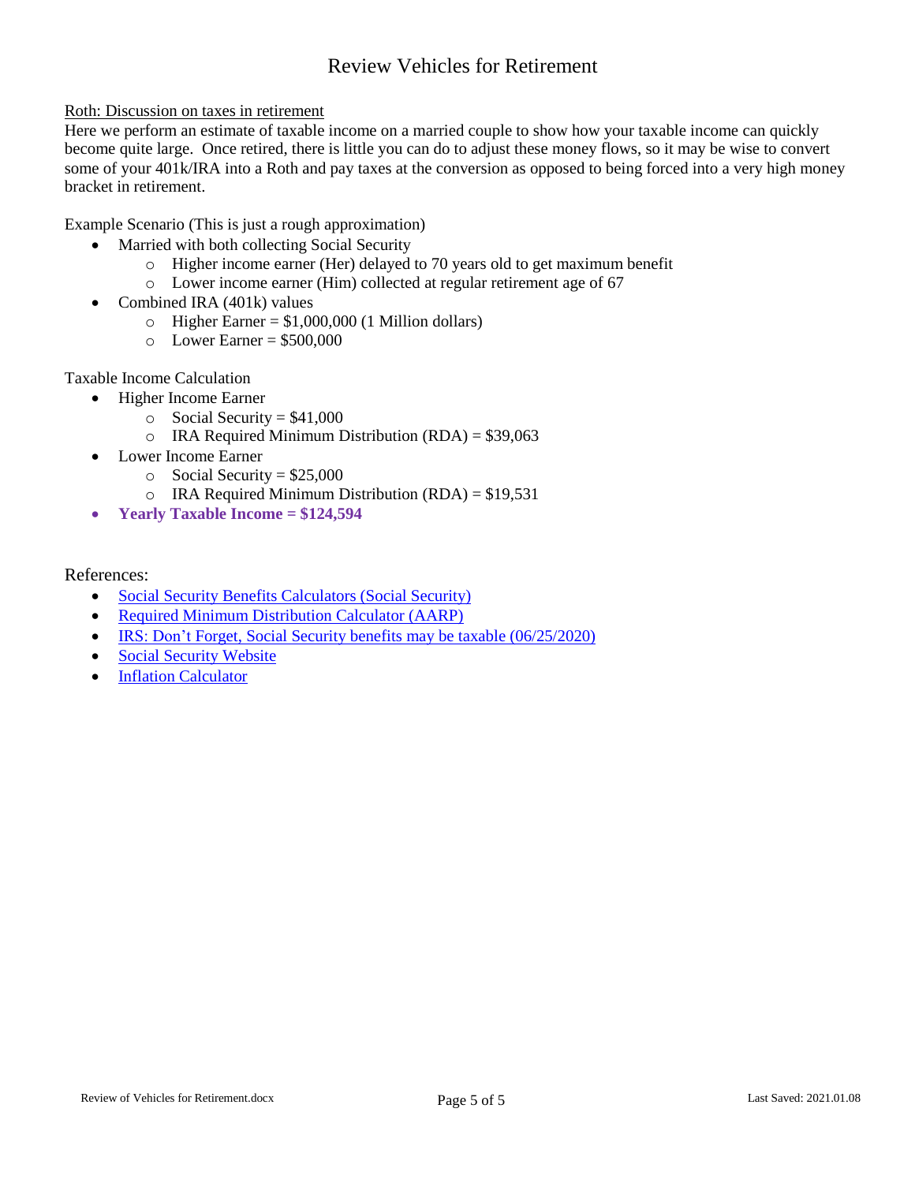# Review Vehicles for Retirement

Roth: Discussion on taxes in retirement

Here we perform an estimate of taxable income on a married couple to show how your taxable income can quickly become quite large. Once retired, there is little you can do to adjust these money flows, so it may be wise to convert some of your 401k/IRA into a Roth and pay taxes at the conversion as opposed to being forced into a very high money bracket in retirement.

Example Scenario (This is just a rough approximation)

- Married with both collecting Social Security
  - Higher income earner (Her) delayed to 70 years old to get maximum benefit
  - Lower income earner (Him) collected at regular retirement age of 67
- Combined IRA (401k) values
  - Higher Earner = $1,000,000 (1 Million dollars)
  - Lower Earner = $500,000

Taxable Income Calculation

- Higher Income Earner
  - Social Security = $41,000
  - IRA Required Minimum Distribution (RDA) = $39,063
- Lower Income Earner
  - Social Security = $25,000
  - IRA Required Minimum Distribution (RDA) = $19,531
- **Yearly Taxable Income = $124,594**

References:

- Social Security Benefits Calculators (Social Security)
- Required Minimum Distribution Calculator (AARP)
- IRS: Don't Forget, Social Security benefits may be taxable (06/25/2020)
- Social Security Website
- Inflation Calculator